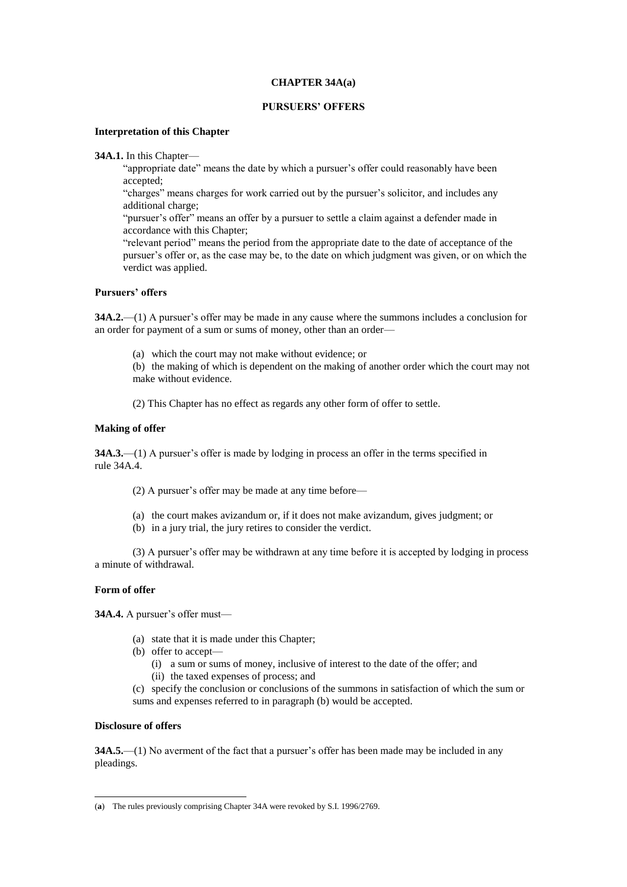# CHAPTER 34A[(a)]

## PURSUERS' OFFERS

### Interpretation of this Chapter

**34A.1.** In this Chapter—

"appropriate date" means the date by which a pursuer's offer could reasonably have been accepted;

"charges" means charges for work carried out by the pursuer's solicitor, and includes any additional charge;

"pursuer's offer" means an offer by a pursuer to settle a claim against a defender made in accordance with this Chapter;

"relevant period" means the period from the appropriate date to the date of acceptance of the pursuer's offer or, as the case may be, to the date on which judgment was given, or on which the verdict was applied.

### Pursuers' offers

**34A.2.**—(1) A pursuer's offer may be made in any cause where the summons includes a conclusion for an order for payment of a sum or sums of money, other than an order—

(a) which the court may not make without evidence; or

(b) the making of which is dependent on the making of another order which the court may not make without evidence.

(2) This Chapter has no effect as regards any other form of offer to settle.

### Making of offer

**34A.3.**—(1) A pursuer's offer is made by lodging in process an offer in the terms specified in rule 34A.4.

(2) A pursuer's offer may be made at any time before—

(a) the court makes avizandum or, if it does not make avizandum, gives judgment; or

(b) in a jury trial, the jury retires to consider the verdict.

(3) A pursuer's offer may be withdrawn at any time before it is accepted by lodging in process a minute of withdrawal.

### Form of offer

**34A.4.** A pursuer's offer must—

(a) state that it is made under this Chapter;

(b) offer to accept—

  (i) a sum or sums of money, inclusive of interest to the date of the offer; and

  (ii) the taxed expenses of process; and

(c) specify the conclusion or conclusions of the summons in satisfaction of which the sum or sums and expenses referred to in paragraph (b) would be accepted.

### Disclosure of offers

**34A.5.**—(1) No averment of the fact that a pursuer's offer has been made may be included in any pleadings.

---

(a) The rules previously comprising Chapter 34A were revoked by S.I. 1996/2769.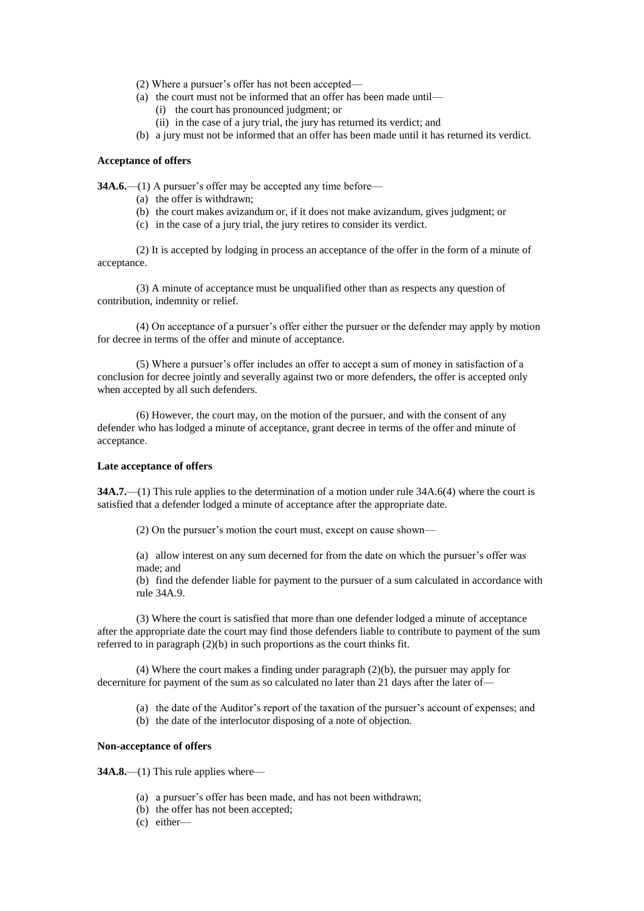(2) Where a pursuer's offer has not been accepted—

(a) the court must not be informed that an offer has been made until—

   (i) the court has pronounced judgment; or

   (ii) in the case of a jury trial, the jury has returned its verdict; and

(b) a jury must not be informed that an offer has been made until it has returned its verdict.

**Acceptance of offers**

**34A.6.**—(1) A pursuer's offer may be accepted any time before—

(a) the offer is withdrawn;

(b) the court makes avizandum or, if it does not make avizandum, gives judgment; or

(c) in the case of a jury trial, the jury retires to consider its verdict.

(2) It is accepted by lodging in process an acceptance of the offer in the form of a minute of acceptance.

(3) A minute of acceptance must be unqualified other than as respects any question of contribution, indemnity or relief.

(4) On acceptance of a pursuer's offer either the pursuer or the defender may apply by motion for decree in terms of the offer and minute of acceptance.

(5) Where a pursuer's offer includes an offer to accept a sum of money in satisfaction of a conclusion for decree jointly and severally against two or more defenders, the offer is accepted only when accepted by all such defenders.

(6) However, the court may, on the motion of the pursuer, and with the consent of any defender who has lodged a minute of acceptance, grant decree in terms of the offer and minute of acceptance.

**Late acceptance of offers**

**34A.7.**—(1) This rule applies to the determination of a motion under rule 34A.6(4) where the court is satisfied that a defender lodged a minute of acceptance after the appropriate date.

(2) On the pursuer's motion the court must, except on cause shown—

(a) allow interest on any sum decerned for from the date on which the pursuer's offer was made; and

(b) find the defender liable for payment to the pursuer of a sum calculated in accordance with rule 34A.9.

(3) Where the court is satisfied that more than one defender lodged a minute of acceptance after the appropriate date the court may find those defenders liable to contribute to payment of the sum referred to in paragraph (2)(b) in such proportions as the court thinks fit.

(4) Where the court makes a finding under paragraph (2)(b), the pursuer may apply for decerniture for payment of the sum as so calculated no later than 21 days after the later of—

(a) the date of the Auditor's report of the taxation of the pursuer's account of expenses; and

(b) the date of the interlocutor disposing of a note of objection.

**Non-acceptance of offers**

**34A.8.**—(1) This rule applies where—

(a) a pursuer's offer has been made, and has not been withdrawn;

(b) the offer has not been accepted;

(c) either—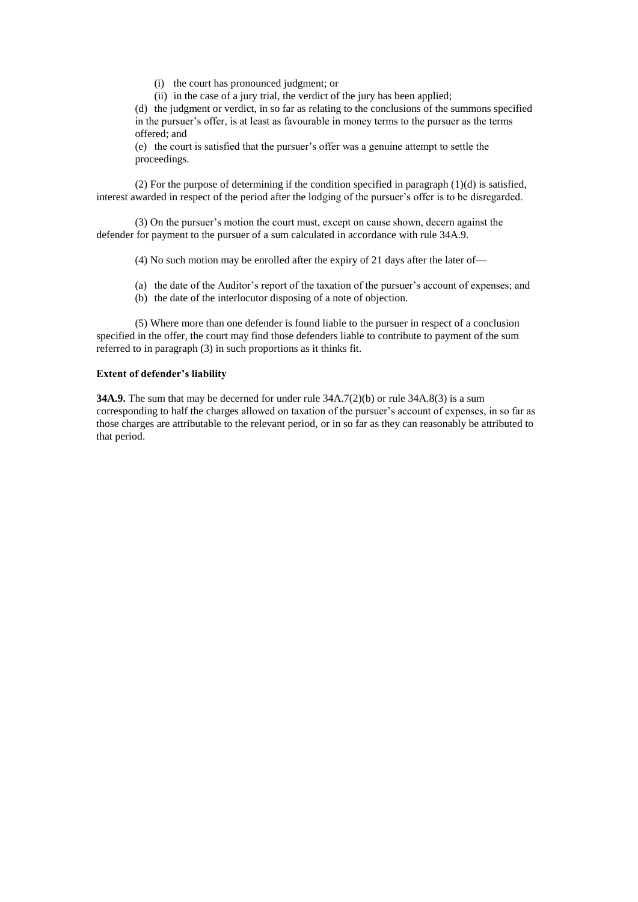(i) the court has pronounced judgment; or

(ii) in the case of a jury trial, the verdict of the jury has been applied;

(d) the judgment or verdict, in so far as relating to the conclusions of the summons specified in the pursuer's offer, is at least as favourable in money terms to the pursuer as the terms offered; and

(e) the court is satisfied that the pursuer's offer was a genuine attempt to settle the proceedings.

(2) For the purpose of determining if the condition specified in paragraph (1)(d) is satisfied, interest awarded in respect of the period after the lodging of the pursuer's offer is to be disregarded.

(3) On the pursuer's motion the court must, except on cause shown, decern against the defender for payment to the pursuer of a sum calculated in accordance with rule 34A.9.

(4) No such motion may be enrolled after the expiry of 21 days after the later of—

(a) the date of the Auditor's report of the taxation of the pursuer's account of expenses; and

(b) the date of the interlocutor disposing of a note of objection.

(5) Where more than one defender is found liable to the pursuer in respect of a conclusion specified in the offer, the court may find those defenders liable to contribute to payment of the sum referred to in paragraph (3) in such proportions as it thinks fit.

**Extent of defender's liability**

**34A.9.** The sum that may be decerned for under rule 34A.7(2)(b) or rule 34A.8(3) is a sum corresponding to half the charges allowed on taxation of the pursuer's account of expenses, in so far as those charges are attributable to the relevant period, or in so far as they can reasonably be attributed to that period.